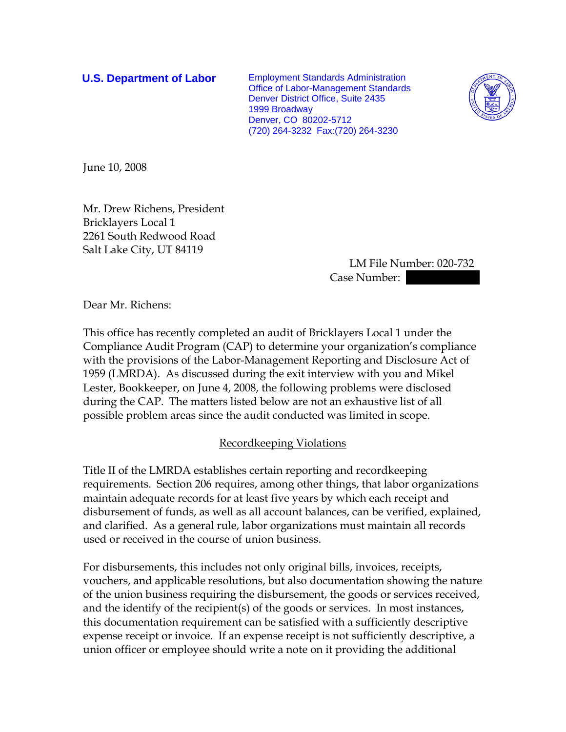**U.S. Department of Labor**

Employment Standards Administration
Office of Labor-Management Standards
Denver District Office, Suite 2435
1999 Broadway
Denver, CO 80202-5712
(720) 264-3232 Fax:(720) 264-3230

June 10, 2008

Mr. Drew Richens, President
Bricklayers Local 1
2261 South Redwood Road
Salt Lake City, UT 84119

LM File Number: 020-732
Case Number:

Dear Mr. Richens:

This office has recently completed an audit of Bricklayers Local 1 under the Compliance Audit Program (CAP) to determine your organization's compliance with the provisions of the Labor-Management Reporting and Disclosure Act of 1959 (LMRDA). As discussed during the exit interview with you and Mikel Lester, Bookkeeper, on June 4, 2008, the following problems were disclosed during the CAP. The matters listed below are not an exhaustive list of all possible problem areas since the audit conducted was limited in scope.

## Recordkeeping Violations

Title II of the LMRDA establishes certain reporting and recordkeeping requirements. Section 206 requires, among other things, that labor organizations maintain adequate records for at least five years by which each receipt and disbursement of funds, as well as all account balances, can be verified, explained, and clarified. As a general rule, labor organizations must maintain all records used or received in the course of union business.

For disbursements, this includes not only original bills, invoices, receipts, vouchers, and applicable resolutions, but also documentation showing the nature of the union business requiring the disbursement, the goods or services received, and the identify of the recipient(s) of the goods or services. In most instances, this documentation requirement can be satisfied with a sufficiently descriptive expense receipt or invoice. If an expense receipt is not sufficiently descriptive, a union officer or employee should write a note on it providing the additional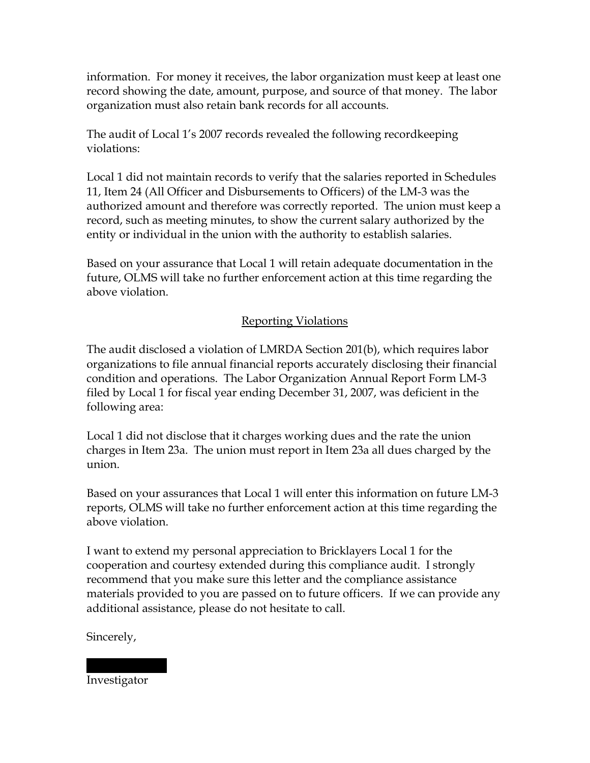information. For money it receives, the labor organization must keep at least one record showing the date, amount, purpose, and source of that money. The labor organization must also retain bank records for all accounts.

The audit of Local 1's 2007 records revealed the following recordkeeping violations:

Local 1 did not maintain records to verify that the salaries reported in Schedules 11, Item 24 (All Officer and Disbursements to Officers) of the LM-3 was the authorized amount and therefore was correctly reported. The union must keep a record, such as meeting minutes, to show the current salary authorized by the entity or individual in the union with the authority to establish salaries.

Based on your assurance that Local 1 will retain adequate documentation in the future, OLMS will take no further enforcement action at this time regarding the above violation.

## Reporting Violations

The audit disclosed a violation of LMRDA Section 201(b), which requires labor organizations to file annual financial reports accurately disclosing their financial condition and operations. The Labor Organization Annual Report Form LM-3 filed by Local 1 for fiscal year ending December 31, 2007, was deficient in the following area:

Local 1 did not disclose that it charges working dues and the rate the union charges in Item 23a. The union must report in Item 23a all dues charged by the union.

Based on your assurances that Local 1 will enter this information on future LM-3 reports, OLMS will take no further enforcement action at this time regarding the above violation.

I want to extend my personal appreciation to Bricklayers Local 1 for the cooperation and courtesy extended during this compliance audit. I strongly recommend that you make sure this letter and the compliance assistance materials provided to you are passed on to future officers. If we can provide any additional assistance, please do not hesitate to call.

Sincerely,

Investigator